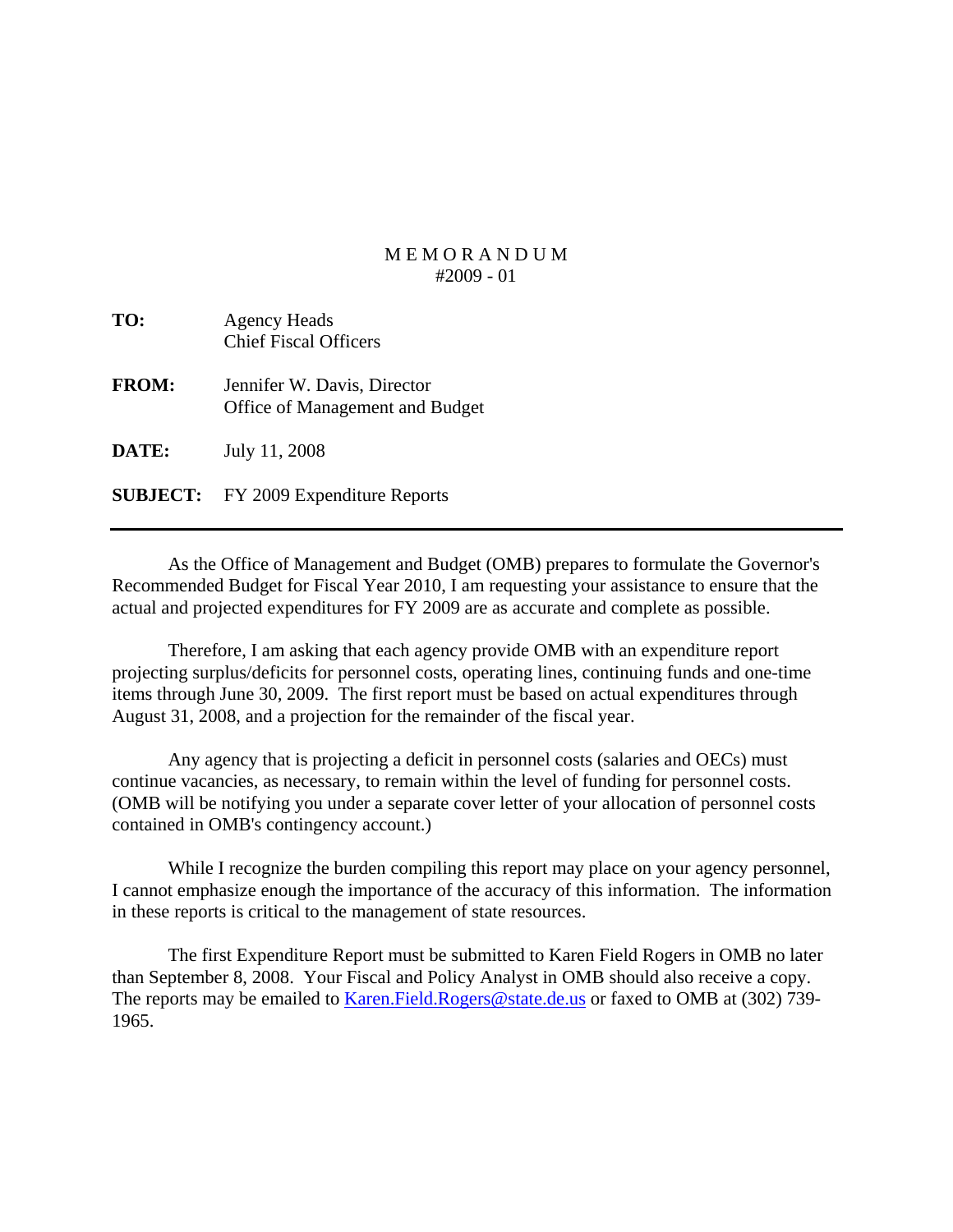# MEMORANDUM
#2009 - 01

**TO:** Agency Heads
Chief Fiscal Officers

**FROM:** Jennifer W. Davis, Director
Office of Management and Budget

**DATE:** July 11, 2008

**SUBJECT:** FY 2009 Expenditure Reports

---

As the Office of Management and Budget (OMB) prepares to formulate the Governor's Recommended Budget for Fiscal Year 2010, I am requesting your assistance to ensure that the actual and projected expenditures for FY 2009 are as accurate and complete as possible.

Therefore, I am asking that each agency provide OMB with an expenditure report projecting surplus/deficits for personnel costs, operating lines, continuing funds and one-time items through June 30, 2009. The first report must be based on actual expenditures through August 31, 2008, and a projection for the remainder of the fiscal year.

Any agency that is projecting a deficit in personnel costs (salaries and OECs) must continue vacancies, as necessary, to remain within the level of funding for personnel costs. (OMB will be notifying you under a separate cover letter of your allocation of personnel costs contained in OMB's contingency account.)

While I recognize the burden compiling this report may place on your agency personnel, I cannot emphasize enough the importance of the accuracy of this information. The information in these reports is critical to the management of state resources.

The first Expenditure Report must be submitted to Karen Field Rogers in OMB no later than September 8, 2008. Your Fiscal and Policy Analyst in OMB should also receive a copy. The reports may be emailed to Karen.Field.Rogers@state.de.us or faxed to OMB at (302) 739-1965.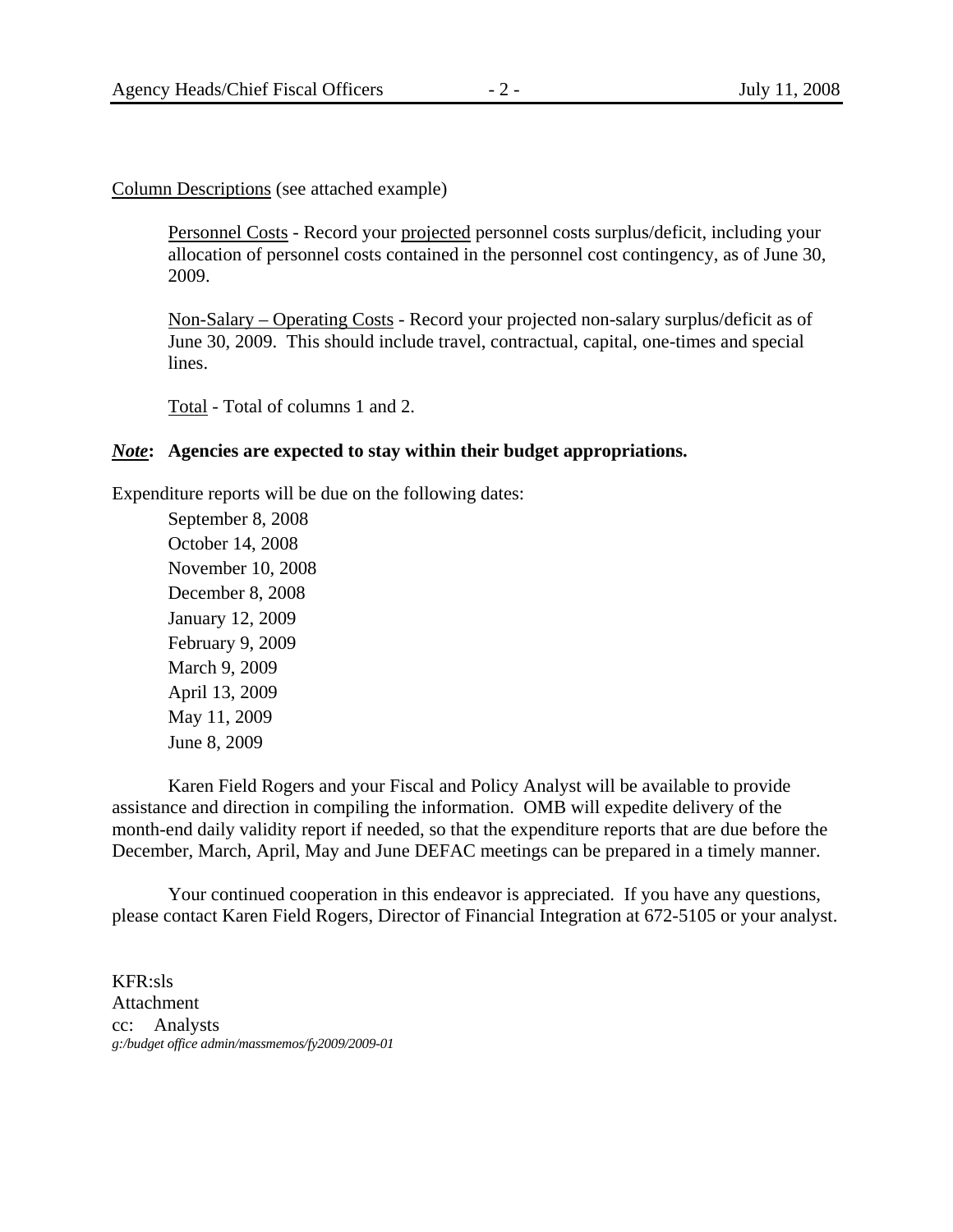Column Descriptions (see attached example)

Personnel Costs - Record your projected personnel costs surplus/deficit, including your allocation of personnel costs contained in the personnel cost contingency, as of June 30, 2009.

Non-Salary – Operating Costs - Record your projected non-salary surplus/deficit as of June 30, 2009. This should include travel, contractual, capital, one-times and special lines.

Total - Total of columns 1 and 2.

***Note*: Agencies are expected to stay within their budget appropriations.**

Expenditure reports will be due on the following dates:

September 8, 2008
October 14, 2008
November 10, 2008
December 8, 2008
January 12, 2009
February 9, 2009
March 9, 2009
April 13, 2009
May 11, 2009
June 8, 2009

Karen Field Rogers and your Fiscal and Policy Analyst will be available to provide assistance and direction in compiling the information. OMB will expedite delivery of the month-end daily validity report if needed, so that the expenditure reports that are due before the December, March, April, May and June DEFAC meetings can be prepared in a timely manner.

Your continued cooperation in this endeavor is appreciated. If you have any questions, please contact Karen Field Rogers, Director of Financial Integration at 672-5105 or your analyst.

KFR:sls
Attachment
cc: Analysts
*g:/budget office admin/massmemos/fy2009/2009-01*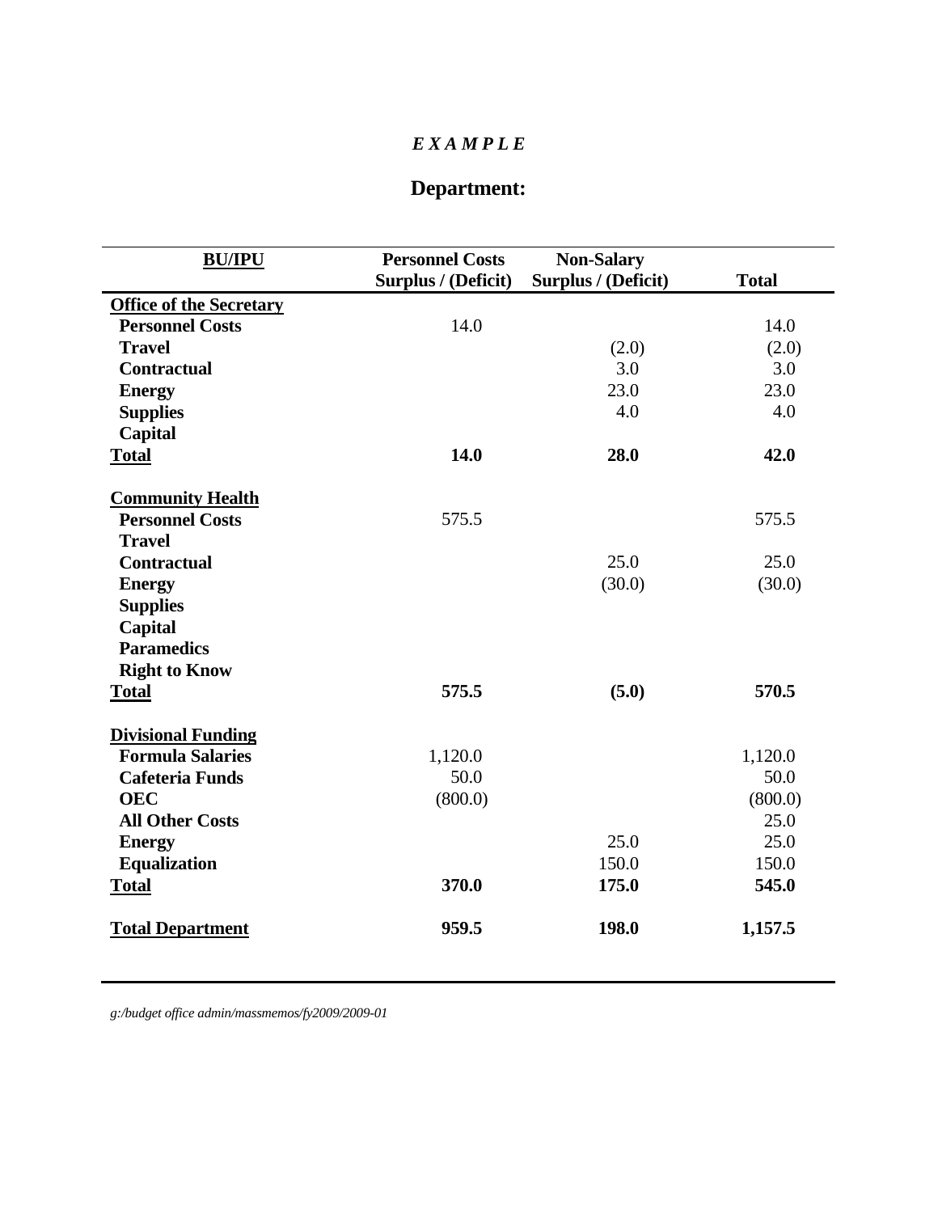***E X A M P L E***

## Department:

| BU/IPU | Personnel Costs Surplus / (Deficit) | Non-Salary Surplus / (Deficit) | Total |
|---|---|---|---|
| **Office of the Secretary** | | | |
| **Personnel Costs** | 14.0 | | 14.0 |
| **Travel** | | (2.0) | (2.0) |
| **Contractual** | | 3.0 | 3.0 |
| **Energy** | | 23.0 | 23.0 |
| **Supplies** | | 4.0 | 4.0 |
| **Capital** | | | |
| **Total** | **14.0** | **28.0** | **42.0** |
| | | | |
| **Community Health** | | | |
| **Personnel Costs** | 575.5 | | 575.5 |
| **Travel** | | | |
| **Contractual** | | 25.0 | 25.0 |
| **Energy** | | (30.0) | (30.0) |
| **Supplies** | | | |
| **Capital** | | | |
| **Paramedics** | | | |
| **Right to Know** | | | |
| **Total** | **575.5** | **(5.0)** | **570.5** |
| | | | |
| **Divisional Funding** | | | |
| **Formula Salaries** | 1,120.0 | | 1,120.0 |
| **Cafeteria Funds** | 50.0 | | 50.0 |
| **OEC** | (800.0) | | (800.0) |
| **All Other Costs** | | | 25.0 |
| **Energy** | | 25.0 | 25.0 |
| **Equalization** | | 150.0 | 150.0 |
| **Total** | **370.0** | **175.0** | **545.0** |
| | | | |
| **Total Department** | **959.5** | **198.0** | **1,157.5** |

*g:/budget office admin/massmemos/fy2009/2009-01*